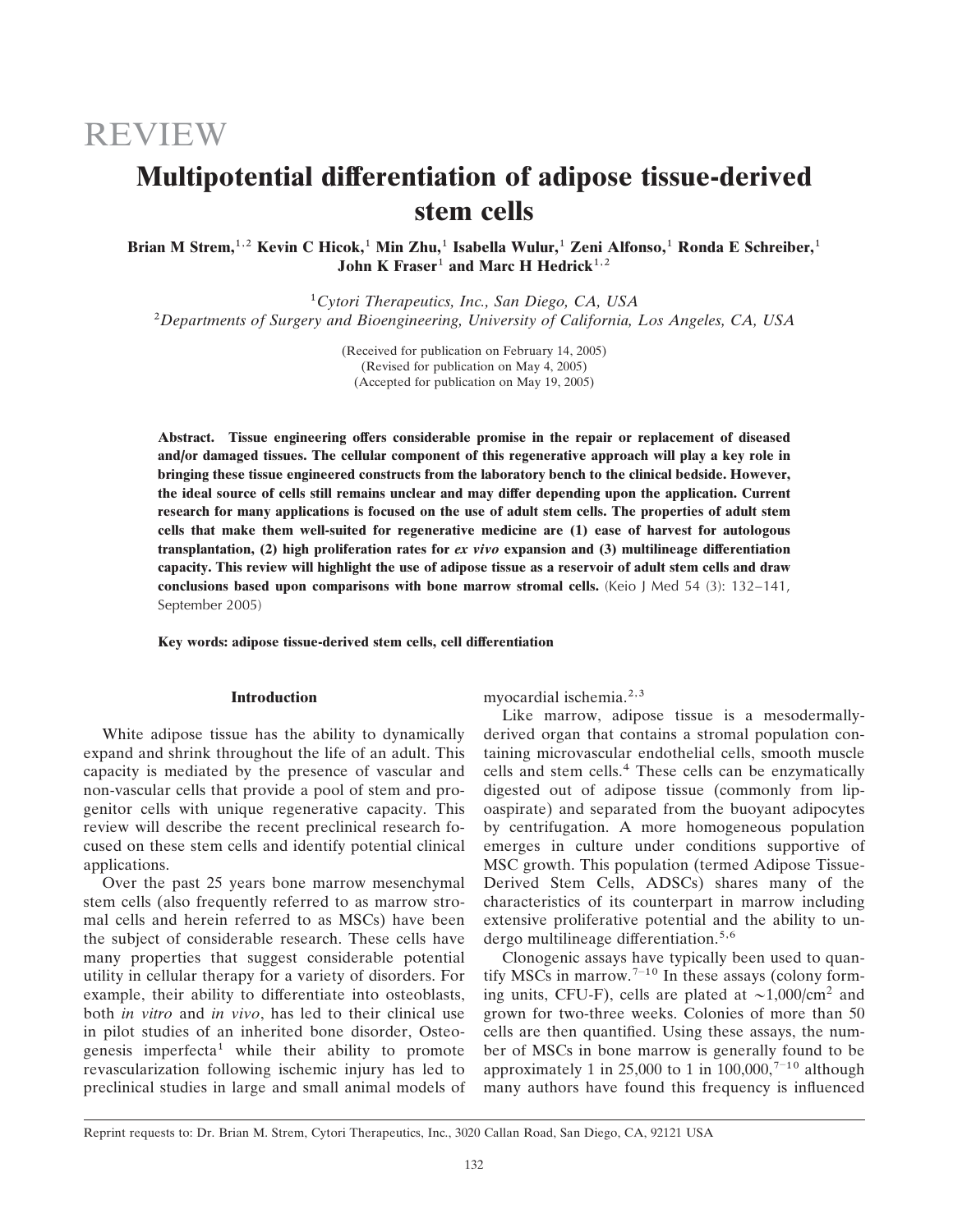REVIEW

# Multipotential differentiation of adipose tissue-derived stem cells

**Brian M Strem,[1,2] Kevin C Hicok,[1] Min Zhu,[1] Isabella Wulur,[1] Zeni Alfonso,[1] Ronda E Schreiber,[1] John K Fraser[1] and Marc H Hedrick[1,2]**

[1]*Cytori Therapeutics, Inc., San Diego, CA, USA*
[2]*Departments of Surgery and Bioengineering, University of California, Los Angeles, CA, USA*

(Received for publication on February 14, 2005)
(Revised for publication on May 4, 2005)
(Accepted for publication on May 19, 2005)

**Abstract. Tissue engineering offers considerable promise in the repair or replacement of diseased and/or damaged tissues. The cellular component of this regenerative approach will play a key role in bringing these tissue engineered constructs from the laboratory bench to the clinical bedside. However, the ideal source of cells still remains unclear and may differ depending upon the application. Current research for many applications is focused on the use of adult stem cells. The properties of adult stem cells that make them well-suited for regenerative medicine are (1) ease of harvest for autologous transplantation, (2) high proliferation rates for *ex vivo* expansion and (3) multilineage differentiation capacity. This review will highlight the use of adipose tissue as a reservoir of adult stem cells and draw conclusions based upon comparisons with bone marrow stromal cells.** (Keio J Med 54 (3): 132–141, September 2005)

**Key words: adipose tissue-derived stem cells, cell differentiation**

## Introduction

White adipose tissue has the ability to dynamically expand and shrink throughout the life of an adult. This capacity is mediated by the presence of vascular and non-vascular cells that provide a pool of stem and progenitor cells with unique regenerative capacity. This review will describe the recent preclinical research focused on these stem cells and identify potential clinical applications.

Over the past 25 years bone marrow mesenchymal stem cells (also frequently referred to as marrow stromal cells and herein referred to as MSCs) have been the subject of considerable research. These cells have many properties that suggest considerable potential utility in cellular therapy for a variety of disorders. For example, their ability to differentiate into osteoblasts, both *in vitro* and *in vivo*, has led to their clinical use in pilot studies of an inherited bone disorder, Osteogenesis imperfecta[1] while their ability to promote revascularization following ischemic injury has led to preclinical studies in large and small animal models of myocardial ischemia.[2,3]

Like marrow, adipose tissue is a mesodermally-derived organ that contains a stromal population containing microvascular endothelial cells, smooth muscle cells and stem cells.[4] These cells can be enzymatically digested out of adipose tissue (commonly from lipoaspirate) and separated from the buoyant adipocytes by centrifugation. A more homogeneous population emerges in culture under conditions supportive of MSC growth. This population (termed Adipose Tissue-Derived Stem Cells, ADSCs) shares many of the characteristics of its counterpart in marrow including extensive proliferative potential and the ability to undergo multilineage differentiation.[5,6]

Clonogenic assays have typically been used to quantify MSCs in marrow.[7–10] In these assays (colony forming units, CFU-F), cells are plated at $\sim$1,000/cm$^2$ and grown for two-three weeks. Colonies of more than 50 cells are then quantified. Using these assays, the number of MSCs in bone marrow is generally found to be approximately 1 in 25,000 to 1 in 100,000,[7–10] although many authors have found this frequency is influenced

Reprint requests to: Dr. Brian M. Strem, Cytori Therapeutics, Inc., 3020 Callan Road, San Diego, CA, 92121 USA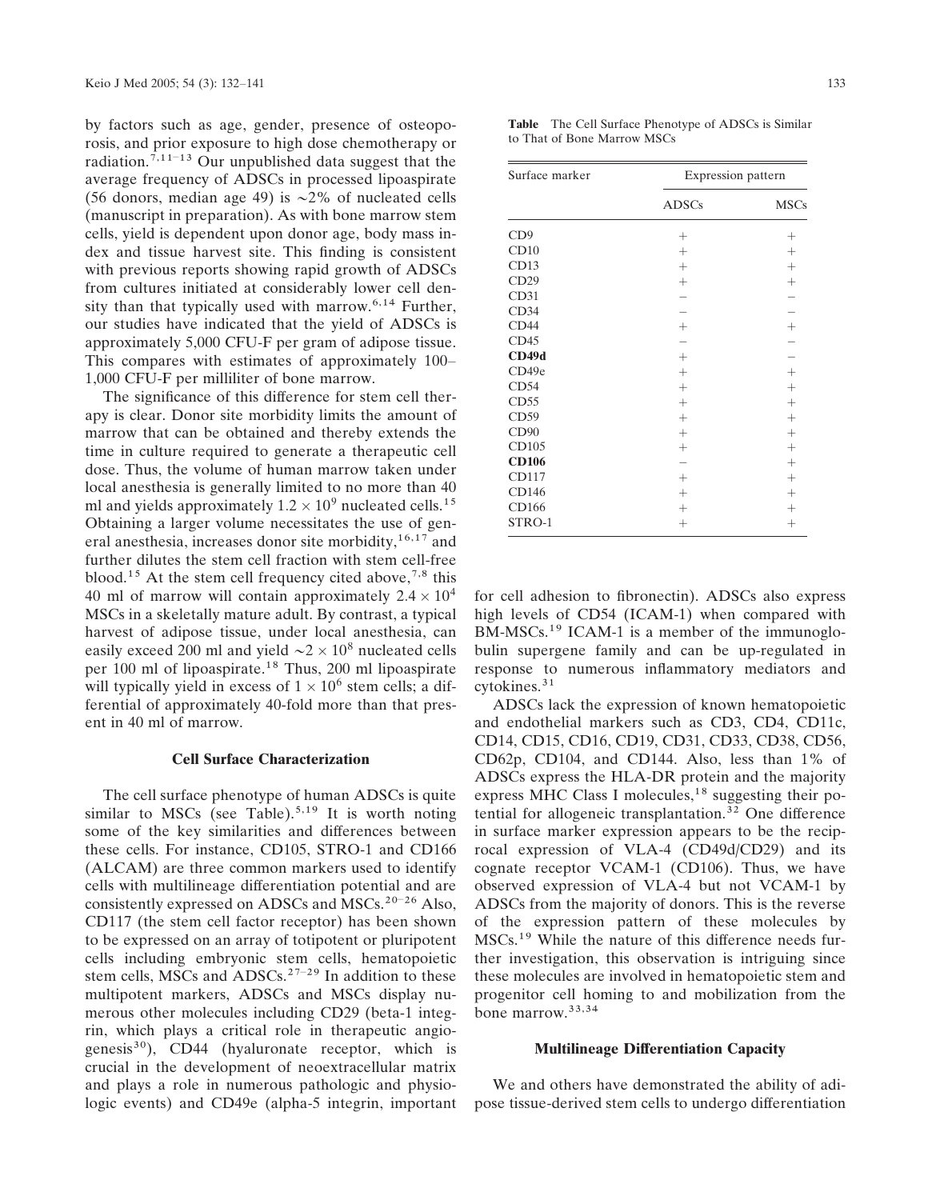by factors such as age, gender, presence of osteoporosis, and prior exposure to high dose chemotherapy or radiation.[7,11–13] Our unpublished data suggest that the average frequency of ADSCs in processed lipoaspirate (56 donors, median age 49) is ~2% of nucleated cells (manuscript in preparation). As with bone marrow stem cells, yield is dependent upon donor age, body mass index and tissue harvest site. This finding is consistent with previous reports showing rapid growth of ADSCs from cultures initiated at considerably lower cell density than that typically used with marrow.[6,14] Further, our studies have indicated that the yield of ADSCs is approximately 5,000 CFU-F per gram of adipose tissue. This compares with estimates of approximately 100–1,000 CFU-F per milliliter of bone marrow.

The significance of this difference for stem cell therapy is clear. Donor site morbidity limits the amount of marrow that can be obtained and thereby extends the time in culture required to generate a therapeutic cell dose. Thus, the volume of human marrow taken under local anesthesia is generally limited to no more than 40 ml and yields approximately $1.2 \times 10^9$ nucleated cells.[15] Obtaining a larger volume necessitates the use of general anesthesia, increases donor site morbidity,[16,17] and further dilutes the stem cell fraction with stem cell-free blood.[15] At the stem cell frequency cited above,[7,8] this 40 ml of marrow will contain approximately $2.4 \times 10^4$ MSCs in a skeletally mature adult. By contrast, a typical harvest of adipose tissue, under local anesthesia, can easily exceed 200 ml and yield $\sim 2 \times 10^8$ nucleated cells per 100 ml of lipoaspirate.[18] Thus, 200 ml lipoaspirate will typically yield in excess of $1 \times 10^6$ stem cells; a differential of approximately 40-fold more than that present in 40 ml of marrow.

### Cell Surface Characterization

The cell surface phenotype of human ADSCs is quite similar to MSCs (see Table).[5,19] It is worth noting some of the key similarities and differences between these cells. For instance, CD105, STRO-1 and CD166 (ALCAM) are three common markers used to identify cells with multilineage differentiation potential and are consistently expressed on ADSCs and MSCs.[20–26] Also, CD117 (the stem cell factor receptor) has been shown to be expressed on an array of totipotent or pluripotent cells including embryonic stem cells, hematopoietic stem cells, MSCs and ADSCs.[27–29] In addition to these multipotent markers, ADSCs and MSCs display numerous other molecules including CD29 (beta-1 integrin, which plays a critical role in therapeutic angiogenesis[30]), CD44 (hyaluronate receptor, which is crucial in the development of neoextracellular matrix and plays a role in numerous pathologic and physiologic events) and CD49e (alpha-5 integrin, important for cell adhesion to fibronectin). ADSCs also express high levels of CD54 (ICAM-1) when compared with BM-MSCs.[19] ICAM-1 is a member of the immunoglobulin supergene family and can be up-regulated in response to numerous inflammatory mediators and cytokines.[31]

ADSCs lack the expression of known hematopoietic and endothelial markers such as CD3, CD4, CD11c, CD14, CD15, CD16, CD19, CD31, CD33, CD38, CD56, CD62p, CD104, and CD144. Also, less than 1% of ADSCs express the HLA-DR protein and the majority express MHC Class I molecules,[18] suggesting their potential for allogeneic transplantation.[32] One difference in surface marker expression appears to be the reciprocal expression of VLA-4 (CD49d/CD29) and its cognate receptor VCAM-1 (CD106). Thus, we have observed expression of VLA-4 but not VCAM-1 by ADSCs from the majority of donors. This is the reverse of the expression pattern of these molecules by MSCs.[19] While the nature of this difference needs further investigation, this observation is intriguing since these molecules are involved in hematopoietic stem and progenitor cell homing to and mobilization from the bone marrow.[33,34]

**Table** The Cell Surface Phenotype of ADSCs is Similar to That of Bone Marrow MSCs

| Surface marker | Expression pattern | |
|---|---|---|
| | ADSCs | MSCs |
| CD9 | + | + |
| CD10 | + | + |
| CD13 | + | + |
| CD29 | + | + |
| CD31 | – | – |
| CD34 | – | – |
| CD44 | + | + |
| CD45 | – | – |
| **CD49d** | + | – |
| CD49e | + | + |
| CD54 | + | + |
| CD55 | + | + |
| CD59 | + | + |
| CD90 | + | + |
| CD105 | + | + |
| **CD106** | – | + |
| CD117 | + | + |
| CD146 | + | + |
| CD166 | + | + |
| STRO-1 | + | + |

### Multilineage Differentiation Capacity

We and others have demonstrated the ability of adipose tissue-derived stem cells to undergo differentiation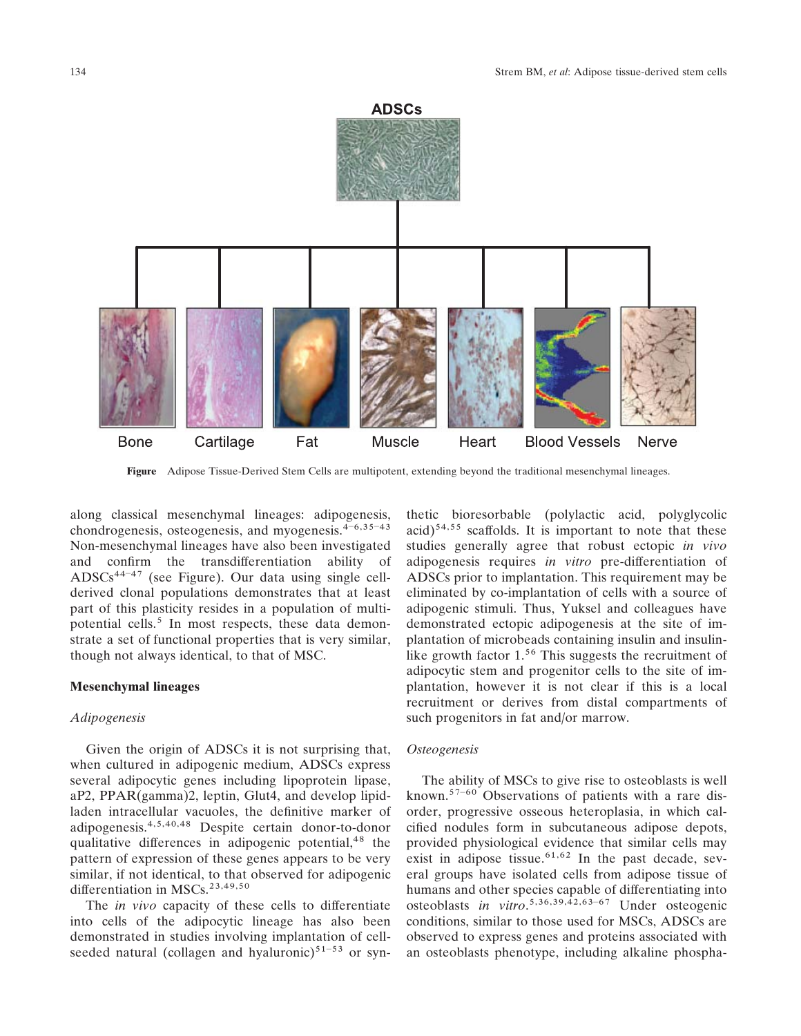Figure Adipose Tissue-Derived Stem Cells are multipotent, extending beyond the traditional mesenchymal lineages.

along classical mesenchymal lineages: adipogenesis, chondrogenesis, osteogenesis, and myogenesis.[4–6,35–43] Non-mesenchymal lineages have also been investigated and confirm the transdifferentiation ability of ADSCs[44–47] (see Figure). Our data using single cell-derived clonal populations demonstrates that at least part of this plasticity resides in a population of multipotential cells.[5] In most respects, these data demonstrate a set of functional properties that is very similar, though not always identical, to that of MSC.

## Mesenchymal lineages

### *Adipogenesis*

Given the origin of ADSCs it is not surprising that, when cultured in adipogenic medium, ADSCs express several adipocytic genes including lipoprotein lipase, aP2, PPAR(gamma)2, leptin, Glut4, and develop lipid-laden intracellular vacuoles, the definitive marker of adipogenesis.[4,5,40,48] Despite certain donor-to-donor qualitative differences in adipogenic potential,[48] the pattern of expression of these genes appears to be very similar, if not identical, to that observed for adipogenic differentiation in MSCs.[23,49,50]

The *in vivo* capacity of these cells to differentiate into cells of the adipocytic lineage has also been demonstrated in studies involving implantation of cell-seeded natural (collagen and hyaluronic)[51–53] or synthetic bioresorbable (polylactic acid, polyglycolic acid)[54,55] scaffolds. It is important to note that these studies generally agree that robust ectopic *in vivo* adipogenesis requires *in vitro* pre-differentiation of ADSCs prior to implantation. This requirement may be eliminated by co-implantation of cells with a source of adipogenic stimuli. Thus, Yuksel and colleagues have demonstrated ectopic adipogenesis at the site of implantation of microbeads containing insulin and insulin-like growth factor 1.[56] This suggests the recruitment of adipocytic stem and progenitor cells to the site of implantation, however it is not clear if this is a local recruitment or derives from distal compartments of such progenitors in fat and/or marrow.

### *Osteogenesis*

The ability of MSCs to give rise to osteoblasts is well known.[57–60] Observations of patients with a rare disorder, progressive osseous heteroplasia, in which calcified nodules form in subcutaneous adipose depots, provided physiological evidence that similar cells may exist in adipose tissue.[61,62] In the past decade, several groups have isolated cells from adipose tissue of humans and other species capable of differentiating into osteoblasts *in vitro*.[5,36,39,42,63–67] Under osteogenic conditions, similar to those used for MSCs, ADSCs are observed to express genes and proteins associated with an osteoblasts phenotype, including alkaline phospha-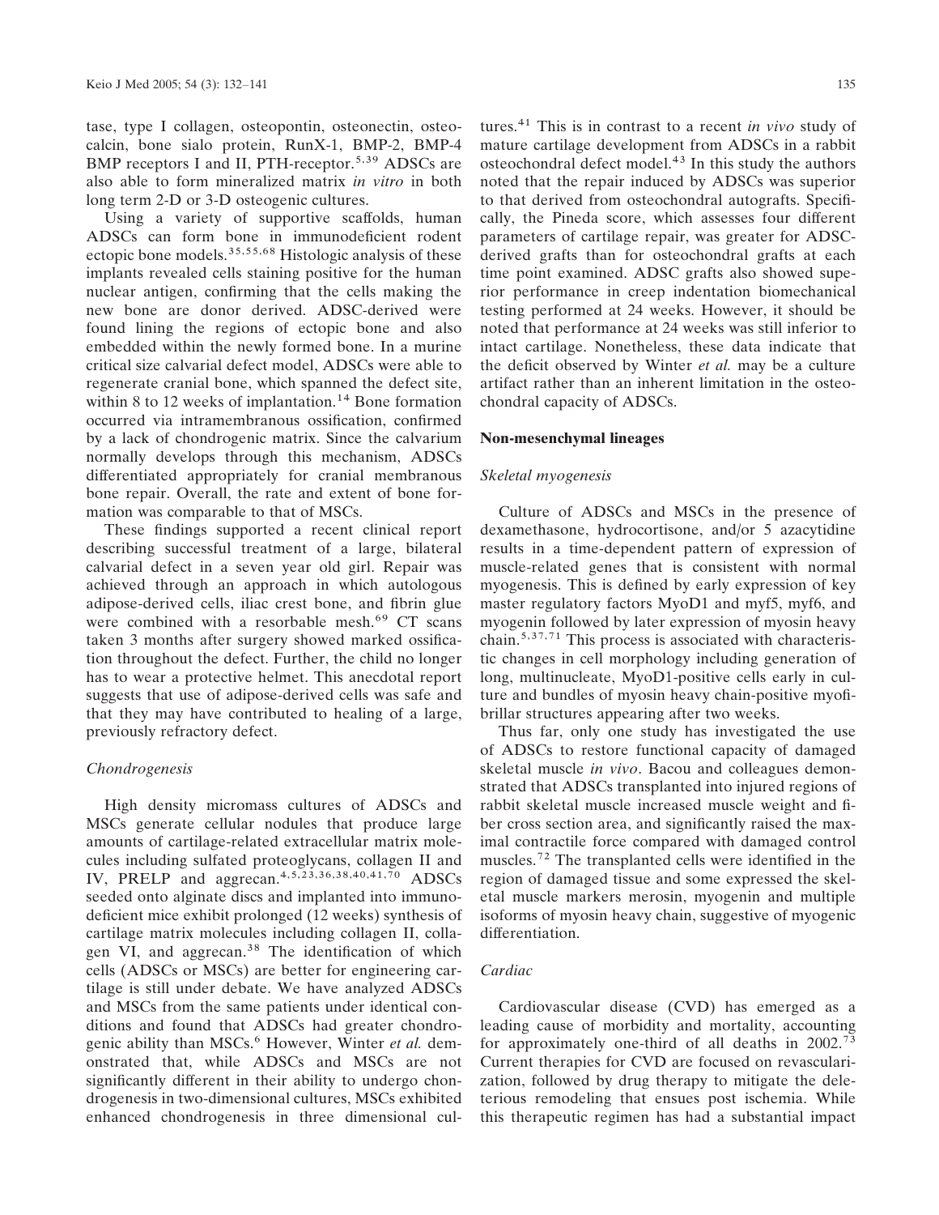tase, type I collagen, osteopontin, osteonectin, osteocalcin, bone sialo protein, RunX-1, BMP-2, BMP-4 BMP receptors I and II, PTH-receptor.[5,39] ADSCs are also able to form mineralized matrix *in vitro* in both long term 2-D or 3-D osteogenic cultures.

Using a variety of supportive scaffolds, human ADSCs can form bone in immunodeficient rodent ectopic bone models.[35,55,68] Histologic analysis of these implants revealed cells staining positive for the human nuclear antigen, confirming that the cells making the new bone are donor derived. ADSC-derived were found lining the regions of ectopic bone and also embedded within the newly formed bone. In a murine critical size calvarial defect model, ADSCs were able to regenerate cranial bone, which spanned the defect site, within 8 to 12 weeks of implantation.[14] Bone formation occurred via intramembranous ossification, confirmed by a lack of chondrogenic matrix. Since the calvarium normally develops through this mechanism, ADSCs differentiated appropriately for cranial membranous bone repair. Overall, the rate and extent of bone formation was comparable to that of MSCs.

These findings supported a recent clinical report describing successful treatment of a large, bilateral calvarial defect in a seven year old girl. Repair was achieved through an approach in which autologous adipose-derived cells, iliac crest bone, and fibrin glue were combined with a resorbable mesh.[69] CT scans taken 3 months after surgery showed marked ossification throughout the defect. Further, the child no longer has to wear a protective helmet. This anecdotal report suggests that use of adipose-derived cells was safe and that they may have contributed to healing of a large, previously refractory defect.

### *Chondrogenesis*

High density micromass cultures of ADSCs and MSCs generate cellular nodules that produce large amounts of cartilage-related extracellular matrix molecules including sulfated proteoglycans, collagen II and IV, PRELP and aggrecan.[4,5,23,36,38,40,41,70] ADSCs seeded onto alginate discs and implanted into immunodeficient mice exhibit prolonged (12 weeks) synthesis of cartilage matrix molecules including collagen II, collagen VI, and aggrecan.[38] The identification of which cells (ADSCs or MSCs) are better for engineering cartilage is still under debate. We have analyzed ADSCs and MSCs from the same patients under identical conditions and found that ADSCs had greater chondrogenic ability than MSCs.[6] However, Winter *et al.* demonstrated that, while ADSCs and MSCs are not significantly different in their ability to undergo chondrogenesis in two-dimensional cultures, MSCs exhibited enhanced chondrogenesis in three dimensional cultures.[41] This is in contrast to a recent *in vivo* study of mature cartilage development from ADSCs in a rabbit osteochondral defect model.[43] In this study the authors noted that the repair induced by ADSCs was superior to that derived from osteochondral autografts. Specifically, the Pineda score, which assesses four different parameters of cartilage repair, was greater for ADSC-derived grafts than for osteochondral grafts at each time point examined. ADSC grafts also showed superior performance in creep indentation biomechanical testing performed at 24 weeks. However, it should be noted that performance at 24 weeks was still inferior to intact cartilage. Nonetheless, these data indicate that the deficit observed by Winter *et al.* may be a culture artifact rather than an inherent limitation in the osteochondral capacity of ADSCs.

## Non-mesenchymal lineages

### *Skeletal myogenesis*

Culture of ADSCs and MSCs in the presence of dexamethasone, hydrocortisone, and/or 5 azacytidine results in a time-dependent pattern of expression of muscle-related genes that is consistent with normal myogenesis. This is defined by early expression of key master regulatory factors MyoD1 and myf5, myf6, and myogenin followed by later expression of myosin heavy chain.[5,37,71] This process is associated with characteristic changes in cell morphology including generation of long, multinucleate, MyoD1-positive cells early in culture and bundles of myosin heavy chain-positive myofibrillar structures appearing after two weeks.

Thus far, only one study has investigated the use of ADSCs to restore functional capacity of damaged skeletal muscle *in vivo*. Bacou and colleagues demonstrated that ADSCs transplanted into injured regions of rabbit skeletal muscle increased muscle weight and fiber cross section area, and significantly raised the maximal contractile force compared with damaged control muscles.[72] The transplanted cells were identified in the region of damaged tissue and some expressed the skeletal muscle markers merosin, myogenin and multiple isoforms of myosin heavy chain, suggestive of myogenic differentiation.

### *Cardiac*

Cardiovascular disease (CVD) has emerged as a leading cause of morbidity and mortality, accounting for approximately one-third of all deaths in 2002.[73] Current therapies for CVD are focused on revascularization, followed by drug therapy to mitigate the deleterious remodeling that ensues post ischemia. While this therapeutic regimen has had a substantial impact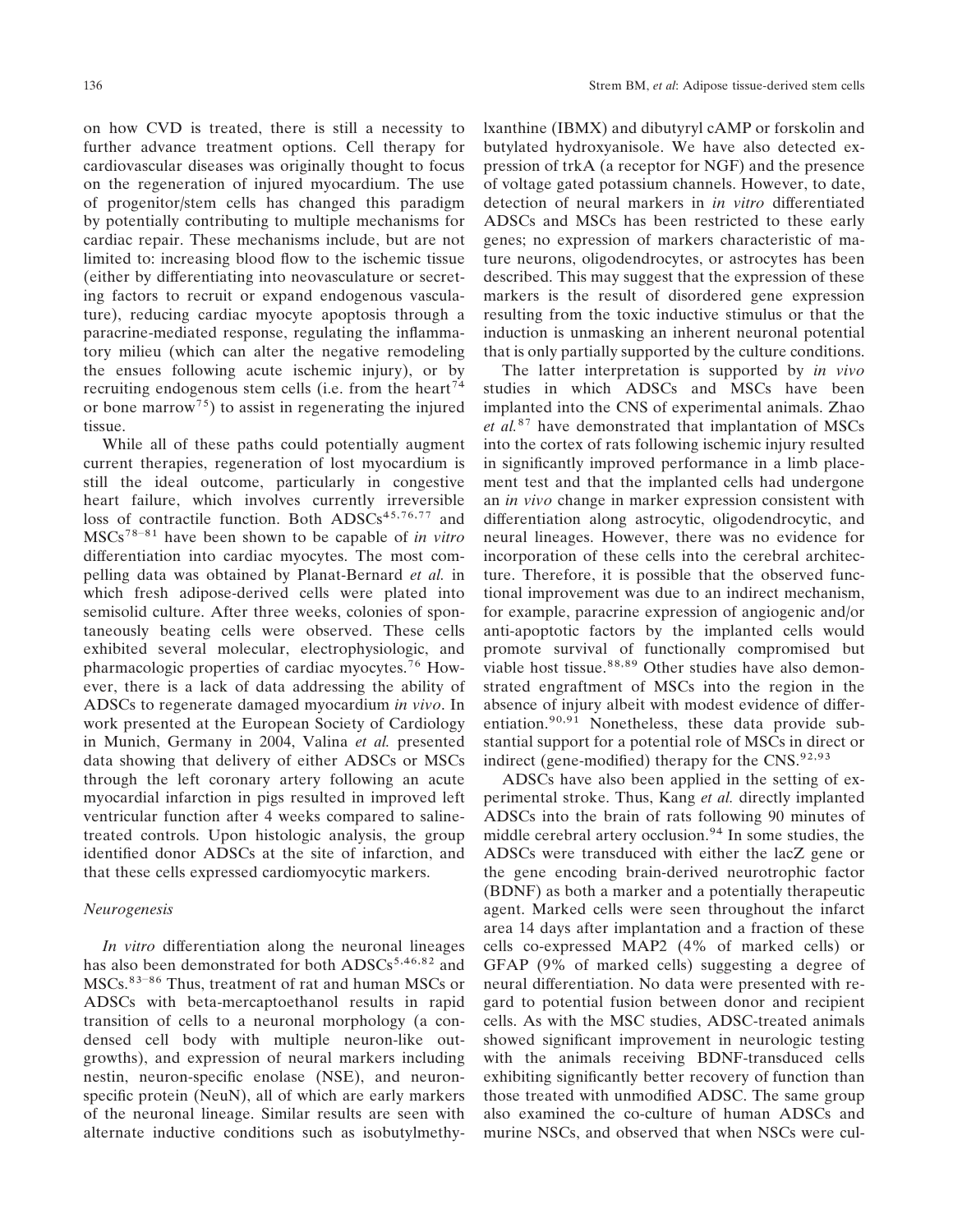on how CVD is treated, there is still a necessity to further advance treatment options. Cell therapy for cardiovascular diseases was originally thought to focus on the regeneration of injured myocardium. The use of progenitor/stem cells has changed this paradigm by potentially contributing to multiple mechanisms for cardiac repair. These mechanisms include, but are not limited to: increasing blood flow to the ischemic tissue (either by differentiating into neovasculature or secreting factors to recruit or expand endogenous vasculature), reducing cardiac myocyte apoptosis through a paracrine-mediated response, regulating the inflammatory milieu (which can alter the negative remodeling the ensues following acute ischemic injury), or by recruiting endogenous stem cells (i.e. from the heart[74] or bone marrow[75]) to assist in regenerating the injured tissue.

While all of these paths could potentially augment current therapies, regeneration of lost myocardium is still the ideal outcome, particularly in congestive heart failure, which involves currently irreversible loss of contractile function. Both ADSCs[45,76,77] and MSCs[78–81] have been shown to be capable of *in vitro* differentiation into cardiac myocytes. The most compelling data was obtained by Planat-Bernard *et al.* in which fresh adipose-derived cells were plated into semisolid culture. After three weeks, colonies of spontaneously beating cells were observed. These cells exhibited several molecular, electrophysiologic, and pharmacologic properties of cardiac myocytes.[76] However, there is a lack of data addressing the ability of ADSCs to regenerate damaged myocardium *in vivo*. In work presented at the European Society of Cardiology in Munich, Germany in 2004, Valina *et al.* presented data showing that delivery of either ADSCs or MSCs through the left coronary artery following an acute myocardial infarction in pigs resulted in improved left ventricular function after 4 weeks compared to saline-treated controls. Upon histologic analysis, the group identified donor ADSCs at the site of infarction, and that these cells expressed cardiomyocytic markers.

*Neurogenesis*

*In vitro* differentiation along the neuronal lineages has also been demonstrated for both ADSCs[5,46,82] and MSCs.[83–86] Thus, treatment of rat and human MSCs or ADSCs with beta-mercaptoethanol results in rapid transition of cells to a neuronal morphology (a condensed cell body with multiple neuron-like outgrowths), and expression of neural markers including nestin, neuron-specific enolase (NSE), and neuron-specific protein (NeuN), all of which are early markers of the neuronal lineage. Similar results are seen with alternate inductive conditions such as isobutylmethylxanthine (IBMX) and dibutyryl cAMP or forskolin and butylated hydroxyanisole. We have also detected expression of trkA (a receptor for NGF) and the presence of voltage gated potassium channels. However, to date, detection of neural markers in *in vitro* differentiated ADSCs and MSCs has been restricted to these early genes; no expression of markers characteristic of mature neurons, oligodendrocytes, or astrocytes has been described. This may suggest that the expression of these markers is the result of disordered gene expression resulting from the toxic inductive stimulus or that the induction is unmasking an inherent neuronal potential that is only partially supported by the culture conditions.

The latter interpretation is supported by *in vivo* studies in which ADSCs and MSCs have been implanted into the CNS of experimental animals. Zhao *et al.*[87] have demonstrated that implantation of MSCs into the cortex of rats following ischemic injury resulted in significantly improved performance in a limb placement test and that the implanted cells had undergone an *in vivo* change in marker expression consistent with differentiation along astrocytic, oligodendrocytic, and neural lineages. However, there was no evidence for incorporation of these cells into the cerebral architecture. Therefore, it is possible that the observed functional improvement was due to an indirect mechanism, for example, paracrine expression of angiogenic and/or anti-apoptotic factors by the implanted cells would promote survival of functionally compromised but viable host tissue.[88,89] Other studies have also demonstrated engraftment of MSCs into the region in the absence of injury albeit with modest evidence of differentiation.[90,91] Nonetheless, these data provide substantial support for a potential role of MSCs in direct or indirect (gene-modified) therapy for the CNS.[92,93]

ADSCs have also been applied in the setting of experimental stroke. Thus, Kang *et al.* directly implanted ADSCs into the brain of rats following 90 minutes of middle cerebral artery occlusion.[94] In some studies, the ADSCs were transduced with either the lacZ gene or the gene encoding brain-derived neurotrophic factor (BDNF) as both a marker and a potentially therapeutic agent. Marked cells were seen throughout the infarct area 14 days after implantation and a fraction of these cells co-expressed MAP2 (4% of marked cells) or GFAP (9% of marked cells) suggesting a degree of neural differentiation. No data were presented with regard to potential fusion between donor and recipient cells. As with the MSC studies, ADSC-treated animals showed significant improvement in neurologic testing with the animals receiving BDNF-transduced cells exhibiting significantly better recovery of function than those treated with unmodified ADSC. The same group also examined the co-culture of human ADSCs and murine NSCs, and observed that when NSCs were cul-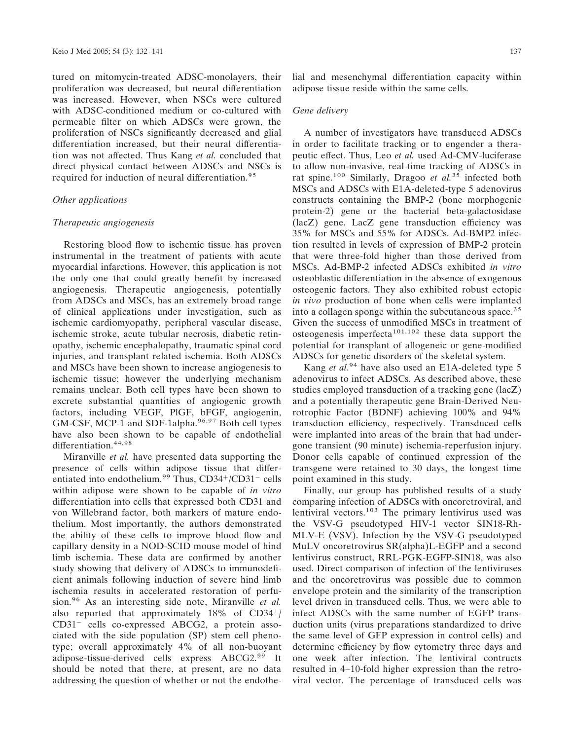tured on mitomycin-treated ADSC-monolayers, their proliferation was decreased, but neural differentiation was increased. However, when NSCs were cultured with ADSC-conditioned medium or co-cultured with permeable filter on which ADSCs were grown, the proliferation of NSCs significantly decreased and glial differentiation increased, but their neural differentiation was not affected. Thus Kang *et al.* concluded that direct physical contact between ADSCs and NSCs is required for induction of neural differentiation.[95]

### *Other applications*

#### *Therapeutic angiogenesis*

Restoring blood flow to ischemic tissue has proven instrumental in the treatment of patients with acute myocardial infarctions. However, this application is not the only one that could greatly benefit by increased angiogenesis. Therapeutic angiogenesis, potentially from ADSCs and MSCs, has an extremely broad range of clinical applications under investigation, such as ischemic cardiomyopathy, peripheral vascular disease, ischemic stroke, acute tubular necrosis, diabetic retinopathy, ischemic encephalopathy, traumatic spinal cord injuries, and transplant related ischemia. Both ADSCs and MSCs have been shown to increase angiogenesis to ischemic tissue; however the underlying mechanism remains unclear. Both cell types have been shown to excrete substantial quantities of angiogenic growth factors, including VEGF, PlGF, bFGF, angiogenin, GM-CSF, MCP-1 and SDF-1alpha.[96,97] Both cell types have also been shown to be capable of endothelial differentiation.[44,98]

Miranville *et al.* have presented data supporting the presence of cells within adipose tissue that differentiated into endothelium.[99] Thus, $CD34^{+}/CD31^{-}$ cells within adipose were shown to be capable of *in vitro* differentiation into cells that expressed both CD31 and von Willebrand factor, both markers of mature endothelium. Most importantly, the authors demonstrated the ability of these cells to improve blood flow and capillary density in a NOD-SCID mouse model of hind limb ischemia. These data are confirmed by another study showing that delivery of ADSCs to immunodeficient animals following induction of severe hind limb ischemia results in accelerated restoration of perfusion.[96] As an interesting side note, Miranville *et al.* also reported that approximately 18% of $CD34^{+}/CD31^{-}$ cells co-expressed ABCG2, a protein associated with the side population (SP) stem cell phenotype; overall approximately 4% of all non-buoyant adipose-tissue-derived cells express ABCG2.[99] It should be noted that there, at present, are no data addressing the question of whether or not the endothelial and mesenchymal differentiation capacity within adipose tissue reside within the same cells.

### *Gene delivery*

A number of investigators have transduced ADSCs in order to facilitate tracking or to engender a therapeutic effect. Thus, Leo *et al.* used Ad-CMV-luciferase to allow non-invasive, real-time tracking of ADSCs in rat spine.[100] Similarly, Dragoo *et al.*[35] infected both MSCs and ADSCs with E1A-deleted-type 5 adenovirus constructs containing the BMP-2 (bone morphogenic protein-2) gene or the bacterial beta-galactosidase (lacZ) gene. LacZ gene transduction efficiency was 35% for MSCs and 55% for ADSCs. Ad-BMP2 infection resulted in levels of expression of BMP-2 protein that were three-fold higher than those derived from MSCs. Ad-BMP-2 infected ADSCs exhibited *in vitro* osteoblastic differentiation in the absence of exogenous osteogenic factors. They also exhibited robust ectopic *in vivo* production of bone when cells were implanted into a collagen sponge within the subcutaneous space.[35] Given the success of unmodified MSCs in treatment of osteogenesis imperfecta[101,102] these data support the potential for transplant of allogeneic or gene-modified ADSCs for genetic disorders of the skeletal system.

Kang *et al.*[94] have also used an E1A-deleted type 5 adenovirus to infect ADSCs. As described above, these studies employed transduction of a tracking gene (lacZ) and a potentially therapeutic gene Brain-Derived Neurotrophic Factor (BDNF) achieving 100% and 94% transduction efficiency, respectively. Transduced cells were implanted into areas of the brain that had undergone transient (90 minute) ischemia-reperfusion injury. Donor cells capable of continued expression of the transgene were retained to 30 days, the longest time point examined in this study.

Finally, our group has published results of a study comparing infection of ADSCs with oncoretroviral, and lentiviral vectors.[103] The primary lentivirus used was the VSV-G pseudotyped HIV-1 vector SIN18-Rh-MLV-E (VSV). Infection by the VSV-G pseudotyped MuLV oncoretrovirus SR(alpha)L-EGFP and a second lentivirus construct, RRL-PGK-EGFP-SIN18, was also used. Direct comparison of infection of the lentiviruses and the oncoretrovirus was possible due to common envelope protein and the similarity of the transcription level driven in transduced cells. Thus, we were able to infect ADSCs with the same number of EGFP transduction units (virus preparations standardized to drive the same level of GFP expression in control cells) and determine efficiency by flow cytometry three days and one week after infection. The lentiviral contructs resulted in 4–10-fold higher expression than the retroviral vector. The percentage of transduced cells was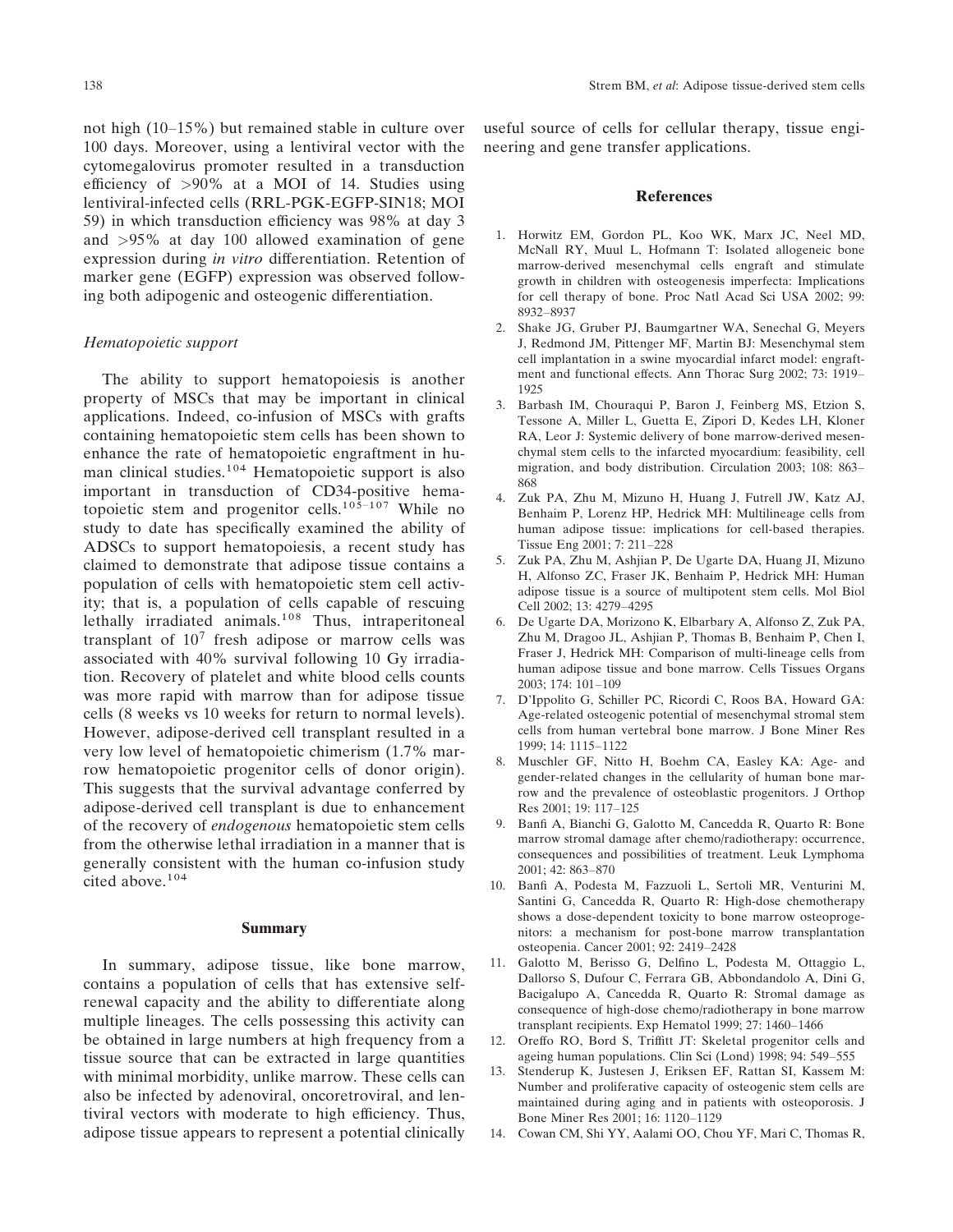not high (10–15%) but remained stable in culture over 100 days. Moreover, using a lentiviral vector with the cytomegalovirus promoter resulted in a transduction efficiency of >90% at a MOI of 14. Studies using lentiviral-infected cells (RRL-PGK-EGFP-SIN18; MOI 59) in which transduction efficiency was 98% at day 3 and >95% at day 100 allowed examination of gene expression during *in vitro* differentiation. Retention of marker gene (EGFP) expression was observed following both adipogenic and osteogenic differentiation.

### *Hematopoietic support*

The ability to support hematopoiesis is another property of MSCs that may be important in clinical applications. Indeed, co-infusion of MSCs with grafts containing hematopoietic stem cells has been shown to enhance the rate of hematopoietic engraftment in human clinical studies.[104] Hematopoietic support is also important in transduction of CD34-positive hematopoietic stem and progenitor cells.[105–107] While no study to date has specifically examined the ability of ADSCs to support hematopoiesis, a recent study has claimed to demonstrate that adipose tissue contains a population of cells with hematopoietic stem cell activity; that is, a population of cells capable of rescuing lethally irradiated animals.[108] Thus, intraperitoneal transplant of $10^7$ fresh adipose or marrow cells was associated with 40% survival following 10 Gy irradiation. Recovery of platelet and white blood cells counts was more rapid with marrow than for adipose tissue cells (8 weeks vs 10 weeks for return to normal levels). However, adipose-derived cell transplant resulted in a very low level of hematopoietic chimerism (1.7% marrow hematopoietic progenitor cells of donor origin). This suggests that the survival advantage conferred by adipose-derived cell transplant is due to enhancement of the recovery of *endogenous* hematopoietic stem cells from the otherwise lethal irradiation in a manner that is generally consistent with the human co-infusion study cited above.[104]

## Summary

In summary, adipose tissue, like bone marrow, contains a population of cells that has extensive self-renewal capacity and the ability to differentiate along multiple lineages. The cells possessing this activity can be obtained in large numbers at high frequency from a tissue source that can be extracted in large quantities with minimal morbidity, unlike marrow. These cells can also be infected by adenoviral, oncoretroviral, and lentiviral vectors with moderate to high efficiency. Thus, adipose tissue appears to represent a potential clinically useful source of cells for cellular therapy, tissue engineering and gene transfer applications.

## References

1. Horwitz EM, Gordon PL, Koo WK, Marx JC, Neel MD, McNall RY, Muul L, Hofmann T: Isolated allogeneic bone marrow-derived mesenchymal cells engraft and stimulate growth in children with osteogenesis imperfecta: Implications for cell therapy of bone. Proc Natl Acad Sci USA 2002; 99: 8932–8937
2. Shake JG, Gruber PJ, Baumgartner WA, Senechal G, Meyers J, Redmond JM, Pittenger MF, Martin BJ: Mesenchymal stem cell implantation in a swine myocardial infarct model: engraftment and functional effects. Ann Thorac Surg 2002; 73: 1919–1925
3. Barbash IM, Chouraqui P, Baron J, Feinberg MS, Etzion S, Tessone A, Miller L, Guetta E, Zipori D, Kedes LH, Kloner RA, Leor J: Systemic delivery of bone marrow-derived mesenchymal stem cells to the infarcted myocardium: feasibility, cell migration, and body distribution. Circulation 2003; 108: 863–868
4. Zuk PA, Zhu M, Mizuno H, Huang J, Futrell JW, Katz AJ, Benhaim P, Lorenz HP, Hedrick MH: Multilineage cells from human adipose tissue: implications for cell-based therapies. Tissue Eng 2001; 7: 211–228
5. Zuk PA, Zhu M, Ashjian P, De Ugarte DA, Huang JI, Mizuno H, Alfonso ZC, Fraser JK, Benhaim P, Hedrick MH: Human adipose tissue is a source of multipotent stem cells. Mol Biol Cell 2002; 13: 4279–4295
6. De Ugarte DA, Morizono K, Elbarbary A, Alfonso Z, Zuk PA, Zhu M, Dragoo JL, Ashjian P, Thomas B, Benhaim P, Chen I, Fraser J, Hedrick MH: Comparison of multi-lineage cells from human adipose tissue and bone marrow. Cells Tissues Organs 2003; 174: 101–109
7. D'Ippolito G, Schiller PC, Ricordi C, Roos BA, Howard GA: Age-related osteogenic potential of mesenchymal stromal stem cells from human vertebral bone marrow. J Bone Miner Res 1999; 14: 1115–1122
8. Muschler GF, Nitto H, Boehm CA, Easley KA: Age- and gender-related changes in the cellularity of human bone marrow and the prevalence of osteoblastic progenitors. J Orthop Res 2001; 19: 117–125
9. Banfi A, Bianchi G, Galotto M, Cancedda R, Quarto R: Bone marrow stromal damage after chemo/radiotherapy: occurrence, consequences and possibilities of treatment. Leuk Lymphoma 2001; 42: 863–870
10. Banfi A, Podesta M, Fazzuoli L, Sertoli MR, Venturini M, Santini G, Cancedda R, Quarto R: High-dose chemotherapy shows a dose-dependent toxicity to bone marrow osteoprogenitors: a mechanism for post-bone marrow transplantation osteopenia. Cancer 2001; 92: 2419–2428
11. Galotto M, Berisso G, Delfino L, Podesta M, Ottaggio L, Dallorso S, Dufour C, Ferrara GB, Abbondandolo A, Dini G, Bacigalupo A, Cancedda R, Quarto R: Stromal damage as consequence of high-dose chemo/radiotherapy in bone marrow transplant recipients. Exp Hematol 1999; 27: 1460–1466
12. Oreffo RO, Bord S, Triffitt JT: Skeletal progenitor cells and ageing human populations. Clin Sci (Lond) 1998; 94: 549–555
13. Stenderup K, Justesen J, Eriksen EF, Rattan SI, Kassem M: Number and proliferative capacity of osteogenic stem cells are maintained during aging and in patients with osteoporosis. J Bone Miner Res 2001; 16: 1120–1129
14. Cowan CM, Shi YY, Aalami OO, Chou YF, Mari C, Thomas R,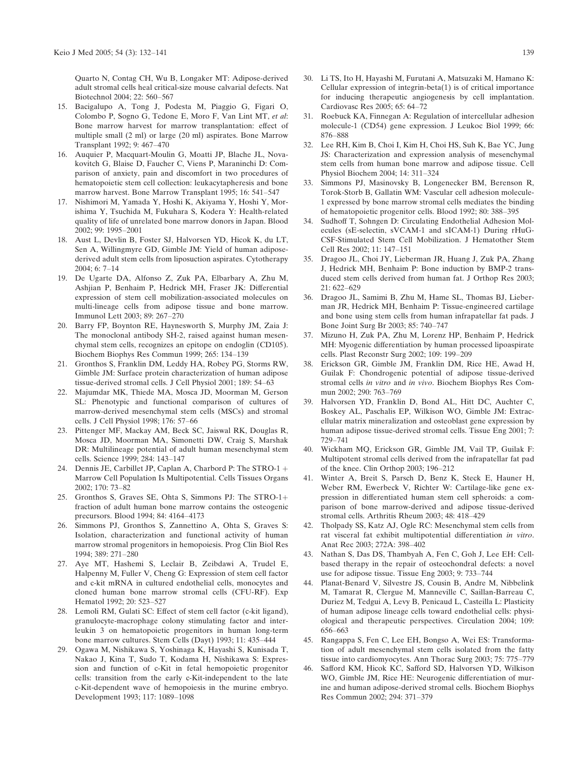Quarto N, Contag CH, Wu B, Longaker MT: Adipose-derived adult stromal cells heal critical-size mouse calvarial defects. Nat Biotechnol 2004; 22: 560–567

15. Bacigalupo A, Tong J, Podesta M, Piaggio G, Figari O, Colombo P, Sogno G, Tedone E, Moro F, Van Lint MT, *et al*: Bone marrow harvest for marrow transplantation: effect of multiple small (2 ml) or large (20 ml) aspirates. Bone Marrow Transplant 1992; 9: 467–470
16. Auquier P, Macquart-Moulin G, Moatti JP, Blache JL, Novakovitch G, Blaise D, Faucher C, Viens P, Maraninchi D: Comparison of anxiety, pain and discomfort in two procedures of hematopoietic stem cell collection: leukacytapheresis and bone marrow harvest. Bone Marrow Transplant 1995; 16: 541–547
17. Nishimori M, Yamada Y, Hoshi K, Akiyama Y, Hoshi Y, Morishima Y, Tsuchida M, Fukuhara S, Kodera Y: Health-related quality of life of unrelated bone marrow donors in Japan. Blood 2002; 99: 1995–2001
18. Aust L, Devlin B, Foster SJ, Halvorsen YD, Hicok K, du LT, Sen A, Willingmyre GD, Gimble JM: Yield of human adipose-derived adult stem cells from liposuction aspirates. Cytotherapy 2004; 6: 7–14
19. De Ugarte DA, Alfonso Z, Zuk PA, Elbarbary A, Zhu M, Ashjian P, Benhaim P, Hedrick MH, Fraser JK: Differential expression of stem cell mobilization-associated molecules on multi-lineage cells from adipose tissue and bone marrow. Immunol Lett 2003; 89: 267–270
20. Barry FP, Boynton RE, Haynesworth S, Murphy JM, Zaia J: The monoclonal antibody SH-2, raised against human mesenchymal stem cells, recognizes an epitope on endoglin (CD105). Biochem Biophys Res Commun 1999; 265: 134–139
21. Gronthos S, Franklin DM, Leddy HA, Robey PG, Storms RW, Gimble JM: Surface protein characterization of human adipose tissue-derived stromal cells. J Cell Physiol 2001; 189: 54–63
22. Majumdar MK, Thiede MA, Mosca JD, Moorman M, Gerson SL: Phenotypic and functional comparison of cultures of marrow-derived mesenchymal stem cells (MSCs) and stromal cells. J Cell Physiol 1998; 176: 57–66
23. Pittenger MF, Mackay AM, Beck SC, Jaiswal RK, Douglas R, Mosca JD, Moorman MA, Simonetti DW, Craig S, Marshak DR: Multilineage potential of adult human mesenchymal stem cells. Science 1999; 284: 143–147
24. Dennis JE, Carbillet JP, Caplan A, Charbord P: The STRO-1 + Marrow Cell Population Is Multipotential. Cells Tissues Organs 2002; 170: 73–82
25. Gronthos S, Graves SE, Ohta S, Simmons PJ: The STRO-1+ fraction of adult human bone marrow contains the osteogenic precursors. Blood 1994; 84: 4164–4173
26. Simmons PJ, Gronthos S, Zannettino A, Ohta S, Graves S: Isolation, characterization and functional activity of human marrow stromal progenitors in hemopoiesis. Prog Clin Biol Res 1994; 389: 271–280
27. Aye MT, Hashemi S, Leclair B, Zeibdawi A, Trudel E, Halpenny M, Fuller V, Cheng G: Expression of stem cell factor and c-kit mRNA in cultured endothelial cells, monocytes and cloned human bone marrow stromal cells (CFU-RF). Exp Hematol 1992; 20: 523–527
28. Lemoli RM, Gulati SC: Effect of stem cell factor (c-kit ligand), granulocyte-macrophage colony stimulating factor and interleukin 3 on hematopoietic progenitors in human long-term bone marrow cultures. Stem Cells (Dayt) 1993; 11: 435–444
29. Ogawa M, Nishikawa S, Yoshinaga K, Hayashi S, Kunisada T, Nakao J, Kina T, Sudo T, Kodama H, Nishikawa S: Expression and function of c-Kit in fetal hemopoietic progenitor cells: transition from the early c-Kit-independent to the late c-Kit-dependent wave of hemopoiesis in the murine embryo. Development 1993; 117: 1089–1098
30. Li TS, Ito H, Hayashi M, Furutani A, Matsuzaki M, Hamano K: Cellular expression of integrin-beta(1) is of critical importance for inducing therapeutic angiogenesis by cell implantation. Cardiovasc Res 2005; 65: 64–72
31. Roebuck KA, Finnegan A: Regulation of intercellular adhesion molecule-1 (CD54) gene expression. J Leukoc Biol 1999; 66: 876–888
32. Lee RH, Kim B, Choi I, Kim H, Choi HS, Suh K, Bae YC, Jung JS: Characterization and expression analysis of mesenchymal stem cells from human bone marrow and adipose tissue. Cell Physiol Biochem 2004; 14: 311–324
33. Simmons PJ, Masinovsky B, Longenecker BM, Berenson R, Torok-Storb B, Gallatin WM: Vascular cell adhesion molecule-1 expressed by bone marrow stromal cells mediates the binding of hematopoietic progenitor cells. Blood 1992; 80: 388–395
34. Sudhoff T, Sohngen D: Circulating Endothelial Adhesion Molecules (sE-selectin, sVCAM-1 and sICAM-1) During rHuG-CSF-Stimulated Stem Cell Mobilization. J Hematother Stem Cell Res 2002; 11: 147–151
35. Dragoo JL, Choi JY, Lieberman JR, Huang J, Zuk PA, Zhang J, Hedrick MH, Benhaim P: Bone induction by BMP-2 transduced stem cells derived from human fat. J Orthop Res 2003; 21: 622–629
36. Dragoo JL, Samimi B, Zhu M, Hame SL, Thomas BJ, Lieberman JR, Hedrick MH, Benhaim P: Tissue-engineered cartilage and bone using stem cells from human infrapatellar fat pads. J Bone Joint Surg Br 2003; 85: 740–747
37. Mizuno H, Zuk PA, Zhu M, Lorenz HP, Benhaim P, Hedrick MH: Myogenic differentiation by human processed lipoaspirate cells. Plast Reconstr Surg 2002; 109: 199–209
38. Erickson GR, Gimble JM, Franklin DM, Rice HE, Awad H, Guilak F: Chondrogenic potential of adipose tissue-derived stromal cells *in vitro* and *in vivo*. Biochem Biophys Res Commun 2002; 290: 763–769
39. Halvorsen YD, Franklin D, Bond AL, Hitt DC, Auchter C, Boskey AL, Paschalis EP, Wilkison WO, Gimble JM: Extracellular matrix mineralization and osteoblast gene expression by human adipose tissue-derived stromal cells. Tissue Eng 2001; 7: 729–741
40. Wickham MQ, Erickson GR, Gimble JM, Vail TP, Guilak F: Multipotent stromal cells derived from the infrapatellar fat pad of the knee. Clin Orthop 2003; 196–212
41. Winter A, Breit S, Parsch D, Benz K, Steck E, Hauner H, Weber RM, Ewerbeck V, Richter W: Cartilage-like gene expression in differentiated human stem cell spheroids: a comparison of bone marrow-derived and adipose tissue-derived stromal cells. Arthritis Rheum 2003; 48: 418–429
42. Tholpady SS, Katz AJ, Ogle RC: Mesenchymal stem cells from rat visceral fat exhibit multipotential differentiation *in vitro*. Anat Rec 2003; 272A: 398–402
43. Nathan S, Das DS, Thambyah A, Fen C, Goh J, Lee EH: Cell-based therapy in the repair of osteochondral defects: a novel use for adipose tissue. Tissue Eng 2003; 9: 733–744
44. Planat-Benard V, Silvestre JS, Cousin B, Andre M, Nibbelink M, Tamarat R, Clergue M, Manneville C, Saillan-Barreau C, Duriez M, Tedgui A, Levy B, Penicaud L, Casteilla L: Plasticity of human adipose lineage cells toward endothelial cells: physiological and therapeutic perspectives. Circulation 2004; 109: 656–663
45. Rangappa S, Fen C, Lee EH, Bongso A, Wei ES: Transformation of adult mesenchymal stem cells isolated from the fatty tissue into cardiomyocytes. Ann Thorac Surg 2003; 75: 775–779
46. Safford KM, Hicok KC, Safford SD, Halvorsen YD, Wilkison WO, Gimble JM, Rice HE: Neurogenic differentiation of murine and human adipose-derived stromal cells. Biochem Biophys Res Commun 2002; 294: 371–379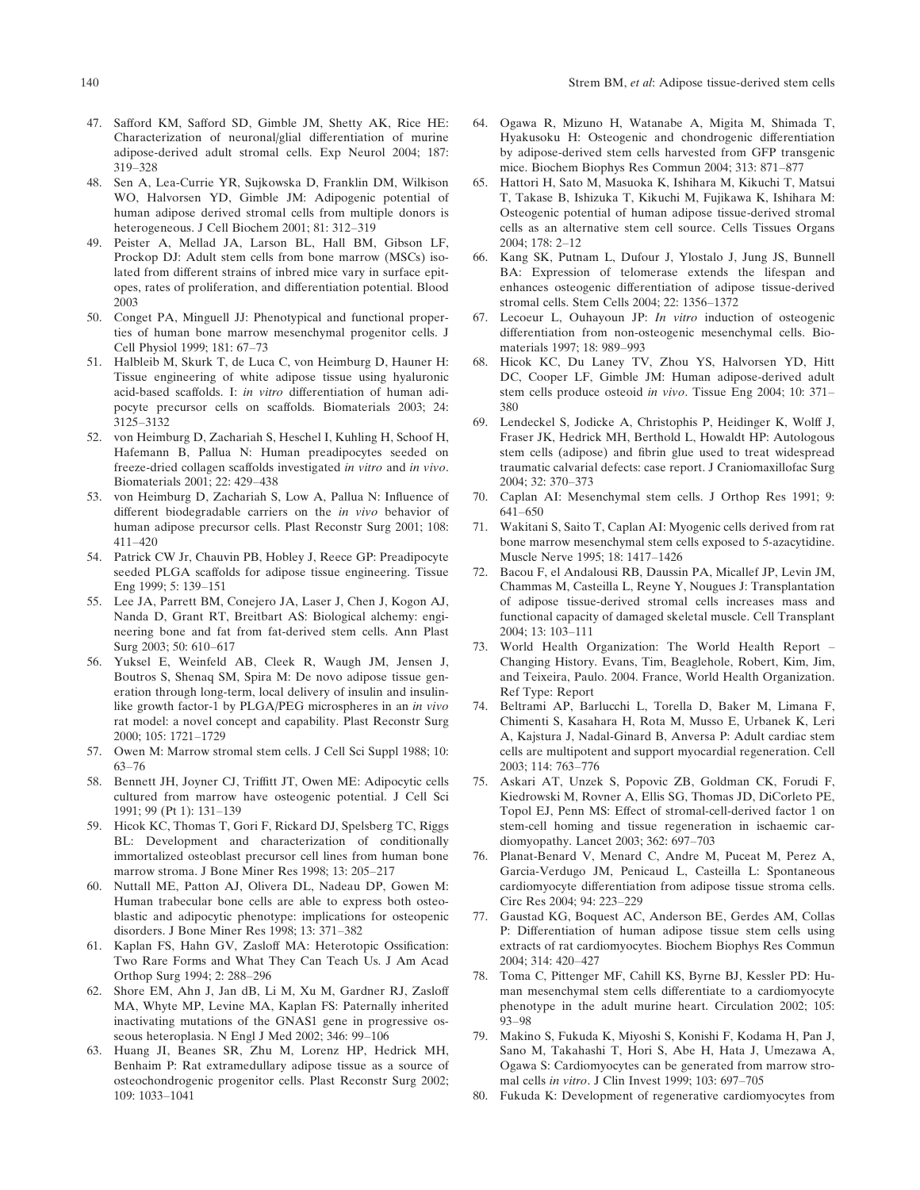47. Safford KM, Safford SD, Gimble JM, Shetty AK, Rice HE: Characterization of neuronal/glial differentiation of murine adipose-derived adult stromal cells. Exp Neurol 2004; 187: 319–328
48. Sen A, Lea-Currie YR, Sujkowska D, Franklin DM, Wilkison WO, Halvorsen YD, Gimble JM: Adipogenic potential of human adipose derived stromal cells from multiple donors is heterogeneous. J Cell Biochem 2001; 81: 312–319
49. Peister A, Mellad JA, Larson BL, Hall BM, Gibson LF, Prockop DJ: Adult stem cells from bone marrow (MSCs) isolated from different strains of inbred mice vary in surface epitopes, rates of proliferation, and differentiation potential. Blood 2003
50. Conget PA, Minguell JJ: Phenotypical and functional properties of human bone marrow mesenchymal progenitor cells. J Cell Physiol 1999; 181: 67–73
51. Halbleib M, Skurk T, de Luca C, von Heimburg D, Hauner H: Tissue engineering of white adipose tissue using hyaluronic acid-based scaffolds. I: *in vitro* differentiation of human adipocyte precursor cells on scaffolds. Biomaterials 2003; 24: 3125–3132
52. von Heimburg D, Zachariah S, Heschel I, Kuhling H, Schoof H, Hafemann B, Pallua N: Human preadipocytes seeded on freeze-dried collagen scaffolds investigated *in vitro* and *in vivo*. Biomaterials 2001; 22: 429–438
53. von Heimburg D, Zachariah S, Low A, Pallua N: Influence of different biodegradable carriers on the *in vivo* behavior of human adipose precursor cells. Plast Reconstr Surg 2001; 108: 411–420
54. Patrick CW Jr, Chauvin PB, Hobley J, Reece GP: Preadipocyte seeded PLGA scaffolds for adipose tissue engineering. Tissue Eng 1999; 5: 139–151
55. Lee JA, Parrett BM, Conejero JA, Laser J, Chen J, Kogon AJ, Nanda D, Grant RT, Breitbart AS: Biological alchemy: engineering bone and fat from fat-derived stem cells. Ann Plast Surg 2003; 50: 610–617
56. Yuksel E, Weinfeld AB, Cleek R, Waugh JM, Jensen J, Boutros S, Shenaq SM, Spira M: De novo adipose tissue generation through long-term, local delivery of insulin and insulin-like growth factor-1 by PLGA/PEG microspheres in an *in vivo* rat model: a novel concept and capability. Plast Reconstr Surg 2000; 105: 1721–1729
57. Owen M: Marrow stromal stem cells. J Cell Sci Suppl 1988; 10: 63–76
58. Bennett JH, Joyner CJ, Triffitt JT, Owen ME: Adipocytic cells cultured from marrow have osteogenic potential. J Cell Sci 1991; 99 (Pt 1): 131–139
59. Hicok KC, Thomas T, Gori F, Rickard DJ, Spelsberg TC, Riggs BL: Development and characterization of conditionally immortalized osteoblast precursor cell lines from human bone marrow stroma. J Bone Miner Res 1998; 13: 205–217
60. Nuttall ME, Patton AJ, Olivera DL, Nadeau DP, Gowen M: Human trabecular bone cells are able to express both osteoblastic and adipocytic phenotype: implications for osteopenic disorders. J Bone Miner Res 1998; 13: 371–382
61. Kaplan FS, Hahn GV, Zasloff MA: Heterotopic Ossification: Two Rare Forms and What They Can Teach Us. J Am Acad Orthop Surg 1994; 2: 288–296
62. Shore EM, Ahn J, Jan dB, Li M, Xu M, Gardner RJ, Zasloff MA, Whyte MP, Levine MA, Kaplan FS: Paternally inherited inactivating mutations of the GNAS1 gene in progressive osseous heteroplasia. N Engl J Med 2002; 346: 99–106
63. Huang JI, Beanes SR, Zhu M, Lorenz HP, Hedrick MH, Benhaim P: Rat extramedullary adipose tissue as a source of osteochondrogenic progenitor cells. Plast Reconstr Surg 2002; 109: 1033–1041
64. Ogawa R, Mizuno H, Watanabe A, Migita M, Shimada T, Hyakusoku H: Osteogenic and chondrogenic differentiation by adipose-derived stem cells harvested from GFP transgenic mice. Biochem Biophys Res Commun 2004; 313: 871–877
65. Hattori H, Sato M, Masuoka K, Ishihara M, Kikuchi T, Matsui T, Takase B, Ishizuka T, Kikuchi M, Fujikawa K, Ishihara M: Osteogenic potential of human adipose tissue-derived stromal cells as an alternative stem cell source. Cells Tissues Organs 2004; 178: 2–12
66. Kang SK, Putnam L, Dufour J, Ylostalo J, Jung JS, Bunnell BA: Expression of telomerase extends the lifespan and enhances osteogenic differentiation of adipose tissue-derived stromal cells. Stem Cells 2004; 22: 1356–1372
67. Lecoeur L, Ouhayoun JP: *In vitro* induction of osteogenic differentiation from non-osteogenic mesenchymal cells. Biomaterials 1997; 18: 989–993
68. Hicok KC, Du Laney TV, Zhou YS, Halvorsen YD, Hitt DC, Cooper LF, Gimble JM: Human adipose-derived adult stem cells produce osteoid *in vivo*. Tissue Eng 2004; 10: 371–380
69. Lendeckel S, Jodicke A, Christophis P, Heidinger K, Wolff J, Fraser JK, Hedrick MH, Berthold L, Howaldt HP: Autologous stem cells (adipose) and fibrin glue used to treat widespread traumatic calvarial defects: case report. J Craniomaxillofac Surg 2004; 32: 370–373
70. Caplan AI: Mesenchymal stem cells. J Orthop Res 1991; 9: 641–650
71. Wakitani S, Saito T, Caplan AI: Myogenic cells derived from rat bone marrow mesenchymal stem cells exposed to 5-azacytidine. Muscle Nerve 1995; 18: 1417–1426
72. Bacou F, el Andalousi RB, Daussin PA, Micallef JP, Levin JM, Chammas M, Casteilla L, Reyne Y, Nougues J: Transplantation of adipose tissue-derived stromal cells increases mass and functional capacity of damaged skeletal muscle. Cell Transplant 2004; 13: 103–111
73. World Health Organization: The World Health Report – Changing History. Evans, Tim, Beaglehole, Robert, Kim, Jim, and Teixeira, Paulo. 2004. France, World Health Organization. Ref Type: Report
74. Beltrami AP, Barlucchi L, Torella D, Baker M, Limana F, Chimenti S, Kasahara H, Rota M, Musso E, Urbanek K, Leri A, Kajstura J, Nadal-Ginard B, Anversa P: Adult cardiac stem cells are multipotent and support myocardial regeneration. Cell 2003; 114: 763–776
75. Askari AT, Unzek S, Popovic ZB, Goldman CK, Forudi F, Kiedrowski M, Rovner A, Ellis SG, Thomas JD, DiCorleto PE, Topol EJ, Penn MS: Effect of stromal-cell-derived factor 1 on stem-cell homing and tissue regeneration in ischaemic cardiomyopathy. Lancet 2003; 362: 697–703
76. Planat-Benard V, Menard C, Andre M, Puceat M, Perez A, Garcia-Verdugo JM, Penicaud L, Casteilla L: Spontaneous cardiomyocyte differentiation from adipose tissue stroma cells. Circ Res 2004; 94: 223–229
77. Gaustad KG, Boquest AC, Anderson BE, Gerdes AM, Collas P: Differentiation of human adipose tissue stem cells using extracts of rat cardiomyocytes. Biochem Biophys Res Commun 2004; 314: 420–427
78. Toma C, Pittenger MF, Cahill KS, Byrne BJ, Kessler PD: Human mesenchymal stem cells differentiate to a cardiomyocyte phenotype in the adult murine heart. Circulation 2002; 105: 93–98
79. Makino S, Fukuda K, Miyoshi S, Konishi F, Kodama H, Pan J, Sano M, Takahashi T, Hori S, Abe H, Hata J, Umezawa A, Ogawa S: Cardiomyocytes can be generated from marrow stromal cells *in vitro*. J Clin Invest 1999; 103: 697–705
80. Fukuda K: Development of regenerative cardiomyocytes from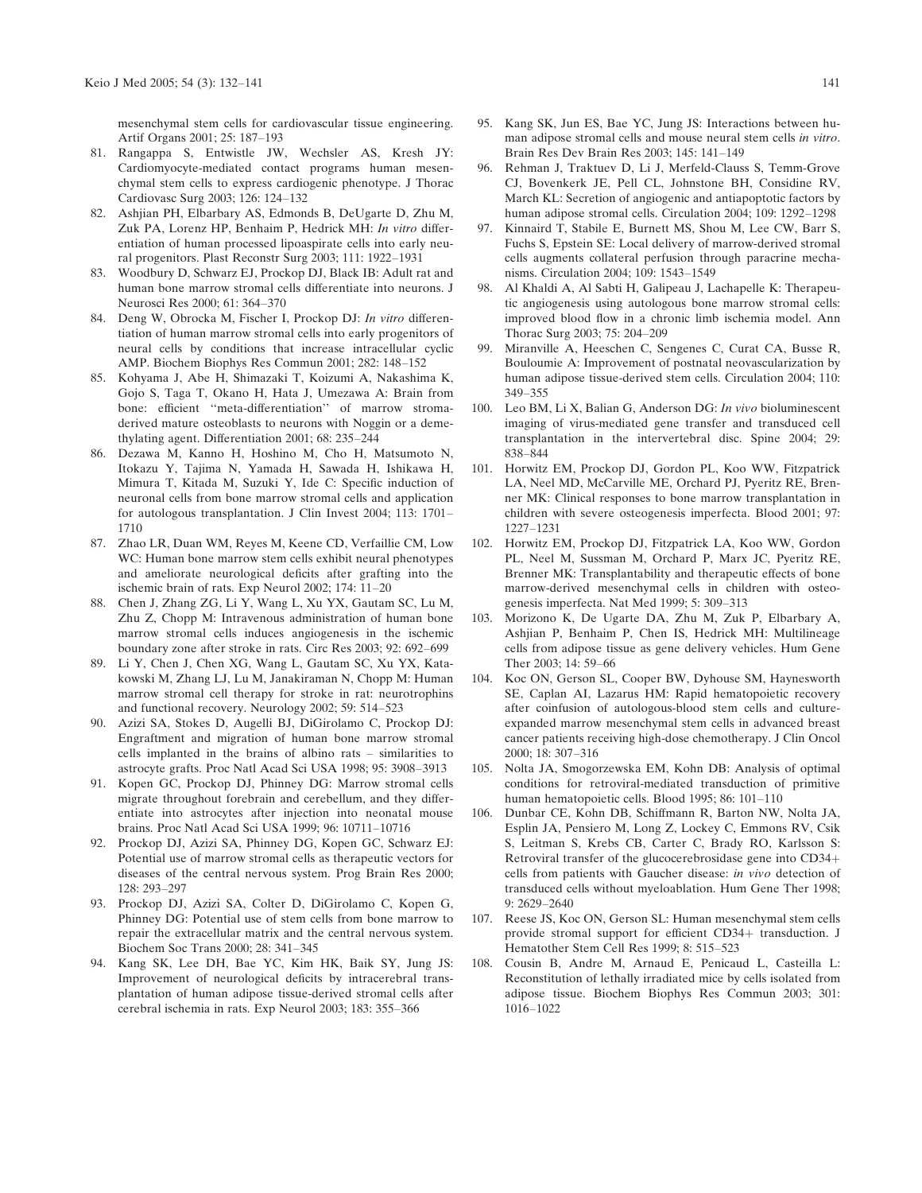mesenchymal stem cells for cardiovascular tissue engineering. Artif Organs 2001; 25: 187–193

81. Rangappa S, Entwistle JW, Wechsler AS, Kresh JY: Cardiomyocyte-mediated contact programs human mesenchymal stem cells to express cardiogenic phenotype. J Thorac Cardiovasc Surg 2003; 126: 124–132
82. Ashjian PH, Elbarbary AS, Edmonds B, DeUgarte D, Zhu M, Zuk PA, Lorenz HP, Benhaim P, Hedrick MH: *In vitro* differentiation of human processed lipoaspirate cells into early neural progenitors. Plast Reconstr Surg 2003; 111: 1922–1931
83. Woodbury D, Schwarz EJ, Prockop DJ, Black IB: Adult rat and human bone marrow stromal cells differentiate into neurons. J Neurosci Res 2000; 61: 364–370
84. Deng W, Obrocka M, Fischer I, Prockop DJ: *In vitro* differentiation of human marrow stromal cells into early progenitors of neural cells by conditions that increase intracellular cyclic AMP. Biochem Biophys Res Commun 2001; 282: 148–152
85. Kohyama J, Abe H, Shimazaki T, Koizumi A, Nakashima K, Gojo S, Taga T, Okano H, Hata J, Umezawa A: Brain from bone: efficient "meta-differentiation" of marrow stroma-derived mature osteoblasts to neurons with Noggin or a demethylating agent. Differentiation 2001; 68: 235–244
86. Dezawa M, Kanno H, Hoshino M, Cho H, Matsumoto N, Itokazu Y, Tajima N, Yamada H, Sawada H, Ishikawa H, Mimura T, Kitada M, Suzuki Y, Ide C: Specific induction of neuronal cells from bone marrow stromal cells and application for autologous transplantation. J Clin Invest 2004; 113: 1701–1710
87. Zhao LR, Duan WM, Reyes M, Keene CD, Verfaillie CM, Low WC: Human bone marrow stem cells exhibit neural phenotypes and ameliorate neurological deficits after grafting into the ischemic brain of rats. Exp Neurol 2002; 174: 11–20
88. Chen J, Zhang ZG, Li Y, Wang L, Xu YX, Gautam SC, Lu M, Zhu Z, Chopp M: Intravenous administration of human bone marrow stromal cells induces angiogenesis in the ischemic boundary zone after stroke in rats. Circ Res 2003; 92: 692–699
89. Li Y, Chen J, Chen XG, Wang L, Gautam SC, Xu YX, Katakowski M, Zhang LJ, Lu M, Janakiraman N, Chopp M: Human marrow stromal cell therapy for stroke in rat: neurotrophins and functional recovery. Neurology 2002; 59: 514–523
90. Azizi SA, Stokes D, Augelli BJ, DiGirolamo C, Prockop DJ: Engraftment and migration of human bone marrow stromal cells implanted in the brains of albino rats – similarities to astrocyte grafts. Proc Natl Acad Sci USA 1998; 95: 3908–3913
91. Kopen GC, Prockop DJ, Phinney DG: Marrow stromal cells migrate throughout forebrain and cerebellum, and they differentiate into astrocytes after injection into neonatal mouse brains. Proc Natl Acad Sci USA 1999; 96: 10711–10716
92. Prockop DJ, Azizi SA, Phinney DG, Kopen GC, Schwarz EJ: Potential use of marrow stromal cells as therapeutic vectors for diseases of the central nervous system. Prog Brain Res 2000; 128: 293–297
93. Prockop DJ, Azizi SA, Colter D, DiGirolamo C, Kopen G, Phinney DG: Potential use of stem cells from bone marrow to repair the extracellular matrix and the central nervous system. Biochem Soc Trans 2000; 28: 341–345
94. Kang SK, Lee DH, Bae YC, Kim HK, Baik SY, Jung JS: Improvement of neurological deficits by intracerebral transplantation of human adipose tissue-derived stromal cells after cerebral ischemia in rats. Exp Neurol 2003; 183: 355–366
95. Kang SK, Jun ES, Bae YC, Jung JS: Interactions between human adipose stromal cells and mouse neural stem cells *in vitro*. Brain Res Dev Brain Res 2003; 145: 141–149
96. Rehman J, Traktuev D, Li J, Merfeld-Clauss S, Temm-Grove CJ, Bovenkerk JE, Pell CL, Johnstone BH, Considine RV, March KL: Secretion of angiogenic and antiapoptotic factors by human adipose stromal cells. Circulation 2004; 109: 1292–1298
97. Kinnaird T, Stabile E, Burnett MS, Shou M, Lee CW, Barr S, Fuchs S, Epstein SE: Local delivery of marrow-derived stromal cells augments collateral perfusion through paracrine mechanisms. Circulation 2004; 109: 1543–1549
98. Al Khaldi A, Al Sabti H, Galipeau J, Lachapelle K: Therapeutic angiogenesis using autologous bone marrow stromal cells: improved blood flow in a chronic limb ischemia model. Ann Thorac Surg 2003; 75: 204–209
99. Miranville A, Heeschen C, Sengenes C, Curat CA, Busse R, Bouloumie A: Improvement of postnatal neovascularization by human adipose tissue-derived stem cells. Circulation 2004; 110: 349–355
100. Leo BM, Li X, Balian G, Anderson DG: *In vivo* bioluminescent imaging of virus-mediated gene transfer and transduced cell transplantation in the intervertebral disc. Spine 2004; 29: 838–844
101. Horwitz EM, Prockop DJ, Gordon PL, Koo WW, Fitzpatrick LA, Neel MD, McCarville ME, Orchard PJ, Pyeritz RE, Brenner MK: Clinical responses to bone marrow transplantation in children with severe osteogenesis imperfecta. Blood 2001; 97: 1227–1231
102. Horwitz EM, Prockop DJ, Fitzpatrick LA, Koo WW, Gordon PL, Neel M, Sussman M, Orchard P, Marx JC, Pyeritz RE, Brenner MK: Transplantability and therapeutic effects of bone marrow-derived mesenchymal cells in children with osteogenesis imperfecta. Nat Med 1999; 5: 309–313
103. Morizono K, De Ugarte DA, Zhu M, Zuk P, Elbarbary A, Ashjian P, Benhaim P, Chen IS, Hedrick MH: Multilineage cells from adipose tissue as gene delivery vehicles. Hum Gene Ther 2003; 14: 59–66
104. Koc ON, Gerson SL, Cooper BW, Dyhouse SM, Haynesworth SE, Caplan AI, Lazarus HM: Rapid hematopoietic recovery after coinfusion of autologous-blood stem cells and culture-expanded marrow mesenchymal stem cells in advanced breast cancer patients receiving high-dose chemotherapy. J Clin Oncol 2000; 18: 307–316
105. Nolta JA, Smogorzewska EM, Kohn DB: Analysis of optimal conditions for retroviral-mediated transduction of primitive human hematopoietic cells. Blood 1995; 86: 101–110
106. Dunbar CE, Kohn DB, Schiffmann R, Barton NW, Nolta JA, Esplin JA, Pensiero M, Long Z, Lockey C, Emmons RV, Csik S, Leitman S, Krebs CB, Carter C, Brady RO, Karlsson S: Retroviral transfer of the glucocerebrosidase gene into CD34+ cells from patients with Gaucher disease: *in vivo* detection of transduced cells without myeloablation. Hum Gene Ther 1998; 9: 2629–2640
107. Reese JS, Koc ON, Gerson SL: Human mesenchymal stem cells provide stromal support for efficient CD34+ transduction. J Hematother Stem Cell Res 1999; 8: 515–523
108. Cousin B, Andre M, Arnaud E, Penicaud L, Casteilla L: Reconstitution of lethally irradiated mice by cells isolated from adipose tissue. Biochem Biophys Res Commun 2003; 301: 1016–1022